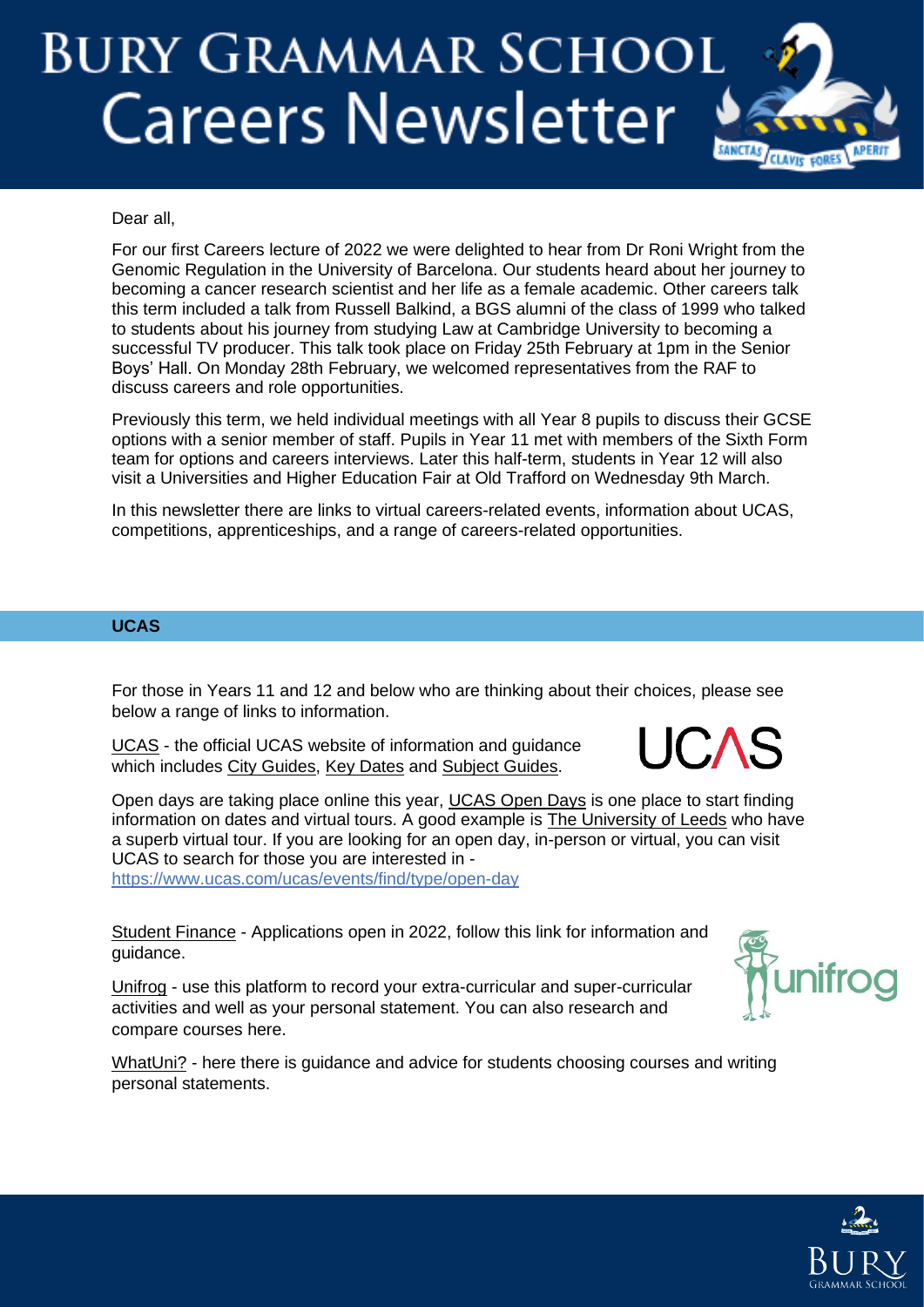# BURY GRAMMAR SCHOOL Careers Newsletter

Dear all,

For our first Careers lecture of 2022 we were delighted to hear from Dr Roni Wright from the Genomic Regulation in the University of Barcelona. Our students heard about her journey to becoming a cancer research scientist and her life as a female academic. Other careers talk this term included a talk from Russell Balkind, a BGS alumni of the class of 1999 who talked to students about his journey from studying Law at Cambridge University to becoming a successful TV producer. This talk took place on Friday 25th February at 1pm in the Senior Boys' Hall. On Monday 28th February, we welcomed representatives from the RAF to discuss careers and role opportunities.

Previously this term, we held individual meetings with all Year 8 pupils to discuss their GCSE options with a senior member of staff. Pupils in Year 11 met with members of the Sixth Form team for options and careers interviews. Later this half-term, students in Year 12 will also visit a Universities and Higher Education Fair at Old Trafford on Wednesday 9th March.

In this newsletter there are links to virtual careers-related events, information about UCAS, competitions, apprenticeships, and a range of careers-related opportunities.

## UCAS

For those in Years 11 and 12 and below who are thinking about their choices, please see below a range of links to information.

UCAS - the official UCAS website of information and guidance which includes City Guides, Key Dates and Subject Guides.

Open days are taking place online this year, UCAS Open Days is one place to start finding information on dates and virtual tours. A good example is The University of Leeds who have a superb virtual tour. If you are looking for an open day, in-person or virtual, you can visit UCAS to search for those you are interested in - https://www.ucas.com/ucas/events/find/type/open-day

Student Finance - Applications open in 2022, follow this link for information and guidance.

Unifrog - use this platform to record your extra-curricular and super-curricular activities and well as your personal statement. You can also research and compare courses here.

WhatUni? - here there is guidance and advice for students choosing courses and writing personal statements.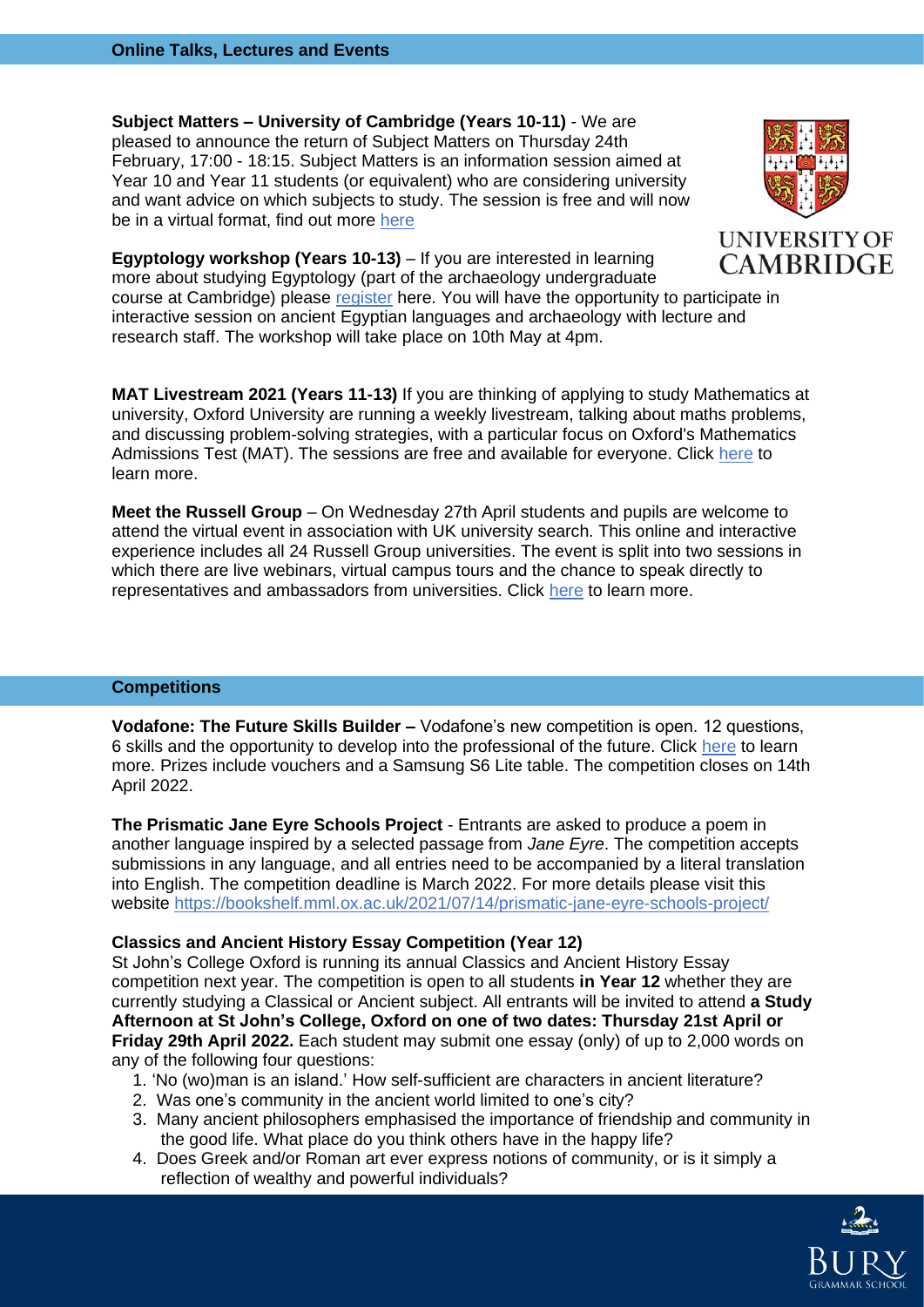## Online Talks, Lectures and Events

**Subject Matters – University of Cambridge (Years 10-11)** - We are pleased to announce the return of Subject Matters on Thursday 24th February, 17:00 - 18:15. Subject Matters is an information session aimed at Year 10 and Year 11 students (or equivalent) who are considering university and want advice on which subjects to study. The session is free and will now be in a virtual format, find out more here

**Egyptology workshop (Years 10-13)** – If you are interested in learning more about studying Egyptology (part of the archaeology undergraduate course at Cambridge) please register here. You will have the opportunity to participate in interactive session on ancient Egyptian languages and archaeology with lecture and research staff. The workshop will take place on 10th May at 4pm.

**MAT Livestream 2021 (Years 11-13)** If you are thinking of applying to study Mathematics at university, Oxford University are running a weekly livestream, talking about maths problems, and discussing problem-solving strategies, with a particular focus on Oxford's Mathematics Admissions Test (MAT). The sessions are free and available for everyone. Click here to learn more.

**Meet the Russell Group** – On Wednesday 27th April students and pupils are welcome to attend the virtual event in association with UK university search. This online and interactive experience includes all 24 Russell Group universities. The event is split into two sessions in which there are live webinars, virtual campus tours and the chance to speak directly to representatives and ambassadors from universities. Click here to learn more.

## Competitions

**Vodafone: The Future Skills Builder –** Vodafone's new competition is open. 12 questions, 6 skills and the opportunity to develop into the professional of the future. Click here to learn more. Prizes include vouchers and a Samsung S6 Lite table. The competition closes on 14th April 2022.

**The Prismatic Jane Eyre Schools Project** - Entrants are asked to produce a poem in another language inspired by a selected passage from *Jane Eyre*. The competition accepts submissions in any language, and all entries need to be accompanied by a literal translation into English. The competition deadline is March 2022. For more details please visit this website https://bookshelf.mml.ox.ac.uk/2021/07/14/prismatic-jane-eyre-schools-project/

**Classics and Ancient History Essay Competition (Year 12)**

St John's College Oxford is running its annual Classics and Ancient History Essay competition next year. The competition is open to all students **in Year 12** whether they are currently studying a Classical or Ancient subject. All entrants will be invited to attend **a Study Afternoon at St John's College, Oxford on one of two dates: Thursday 21st April or Friday 29th April 2022.** Each student may submit one essay (only) of up to 2,000 words on any of the following four questions:

1. 'No (wo)man is an island.' How self-sufficient are characters in ancient literature?
2. Was one's community in the ancient world limited to one's city?
3. Many ancient philosophers emphasised the importance of friendship and community in the good life. What place do you think others have in the happy life?
4. Does Greek and/or Roman art ever express notions of community, or is it simply a reflection of wealthy and powerful individuals?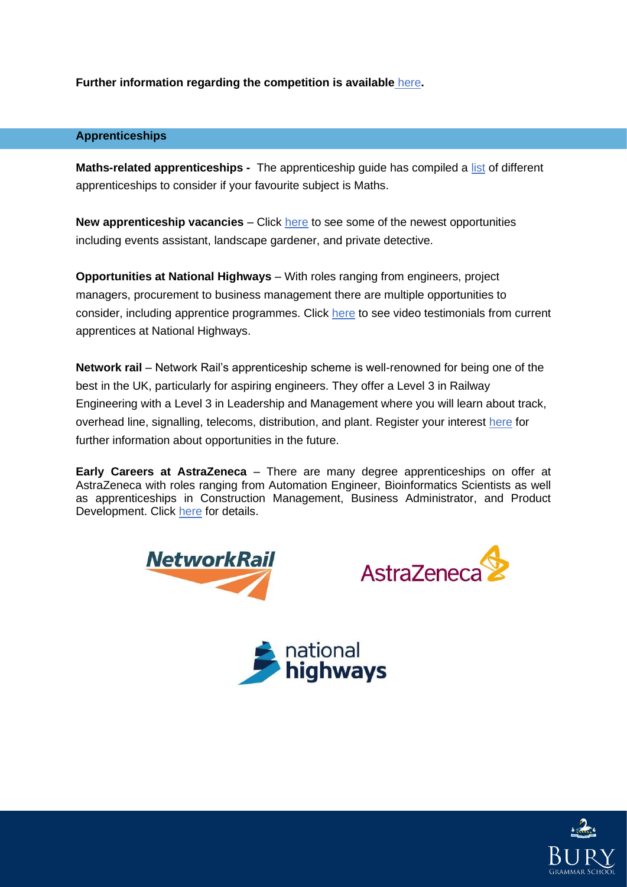**Further information regarding the competition is available here.**

## Apprenticeships

**Maths-related apprenticeships -** The apprenticeship guide has compiled a list of different apprenticeships to consider if your favourite subject is Maths.

**New apprenticeship vacancies** – Click here to see some of the newest opportunities including events assistant, landscape gardener, and private detective.

**Opportunities at National Highways** – With roles ranging from engineers, project managers, procurement to business management there are multiple opportunities to consider, including apprentice programmes. Click here to see video testimonials from current apprentices at National Highways.

**Network rail** – Network Rail's apprenticeship scheme is well-renowned for being one of the best in the UK, particularly for aspiring engineers. They offer a Level 3 in Railway Engineering with a Level 3 in Leadership and Management where you will learn about track, overhead line, signalling, telecoms, distribution, and plant. Register your interest here for further information about opportunities in the future.

**Early Careers at AstraZeneca** – There are many degree apprenticeships on offer at AstraZeneca with roles ranging from Automation Engineer, Bioinformatics Scientists as well as apprenticeships in Construction Management, Business Administrator, and Product Development. Click here for details.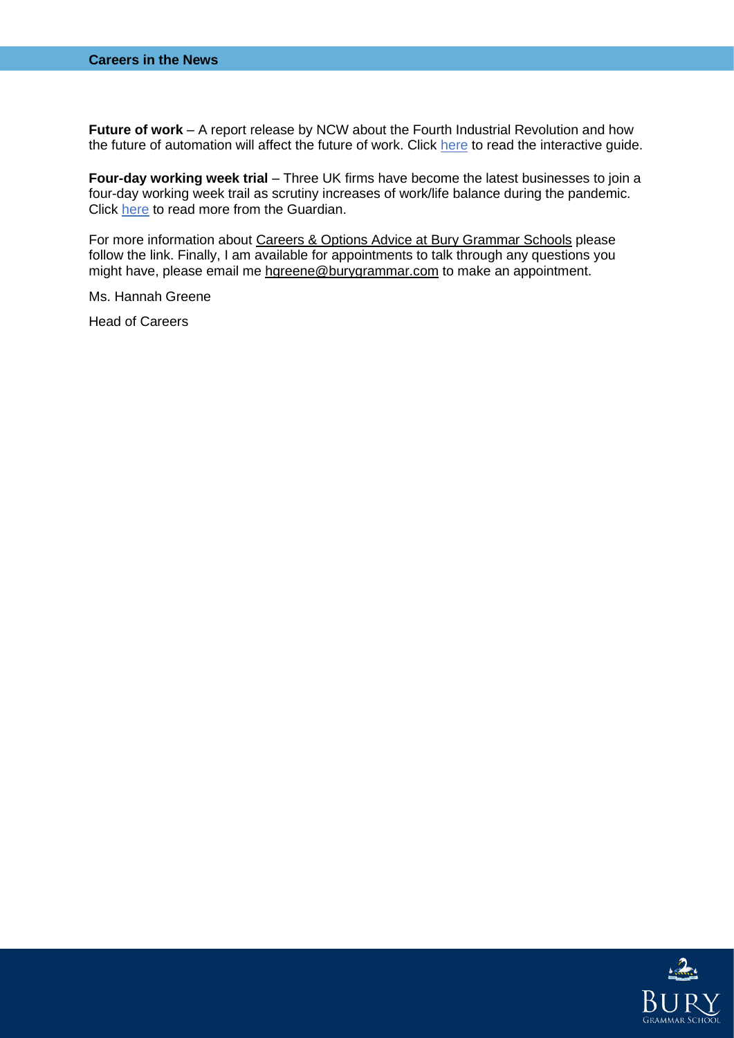## Careers in the News

**Future of work** – A report release by NCW about the Fourth Industrial Revolution and how the future of automation will affect the future of work. Click here to read the interactive guide.

**Four-day working week trial** – Three UK firms have become the latest businesses to join a four-day working week trail as scrutiny increases of work/life balance during the pandemic. Click here to read more from the Guardian.

For more information about Careers & Options Advice at Bury Grammar Schools please follow the link. Finally, I am available for appointments to talk through any questions you might have, please email me hgreene@burygrammar.com to make an appointment.

Ms. Hannah Greene

Head of Careers